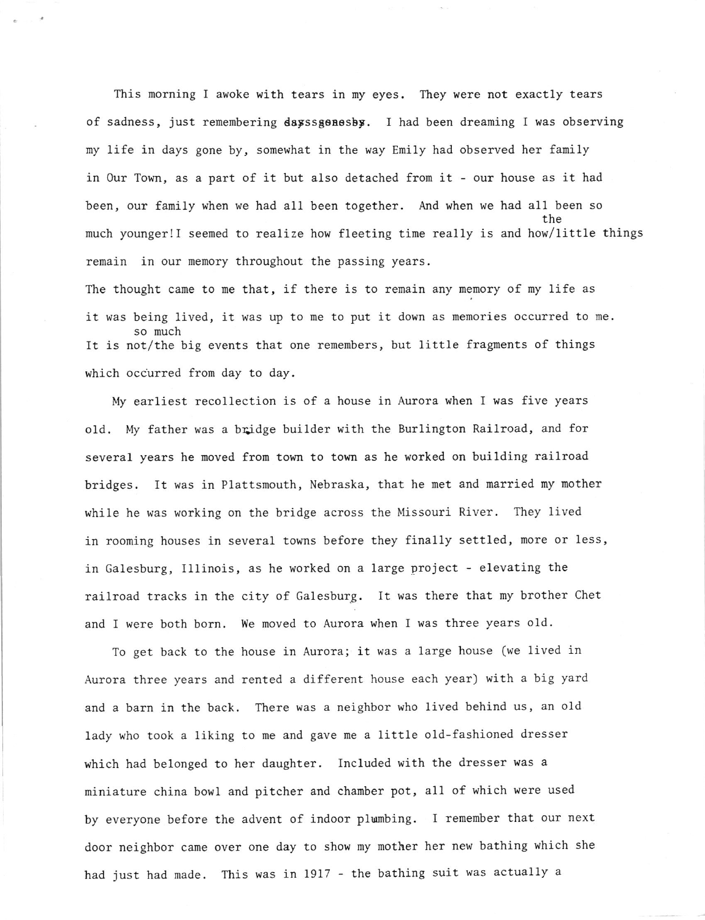This morning I awoke with tears in my eyes. They were not exactly tears of sadness, just remembering days gone by. I had been dreaming I was observing my life in days gone by, somewhat in the way Emily had observed her family in Our Town, as a part of it but also detached from it - our house as it had been, our family when we had all been together. And when we had all been so much younger! I seemed to realize how fleeting time really is and how the little things remain in our memory throughout the passing years.

The thought came to me that, if there is to remain any memory of my life as it was being lived, it was up to me to put it down as memories occurred to me. It is not so much the big events that one remembers, but little fragments of things which occurred from day to day.

My earliest recollection is of a house in Aurora when I was five years old. My father was a bridge builder with the Burlington Railroad, and for several years he moved from town to town as he worked on building railroad bridges. It was in Plattsmouth, Nebraska, that he met and married my mother while he was working on the bridge across the Missouri River. They lived in rooming houses in several towns before they finally settled, more or less, in Galesburg, Illinois, as he worked on a large project - elevating the railroad tracks in the city of Galesburg. It was there that my brother Chet and I were both born. We moved to Aurora when I was three years old.

To get back to the house in Aurora; it was a large house (we lived in Aurora three years and rented a different house each year) with a big yard and a barn in the back. There was a neighbor who lived behind us, an old lady who took a liking to me and gave me a little old-fashioned dresser which had belonged to her daughter. Included with the dresser was a miniature china bowl and pitcher and chamber pot, all of which were used by everyone before the advent of indoor plumbing. I remember that our next door neighbor came over one day to show my mother her new bathing which she had just had made. This was in 1917 - the bathing suit was actually a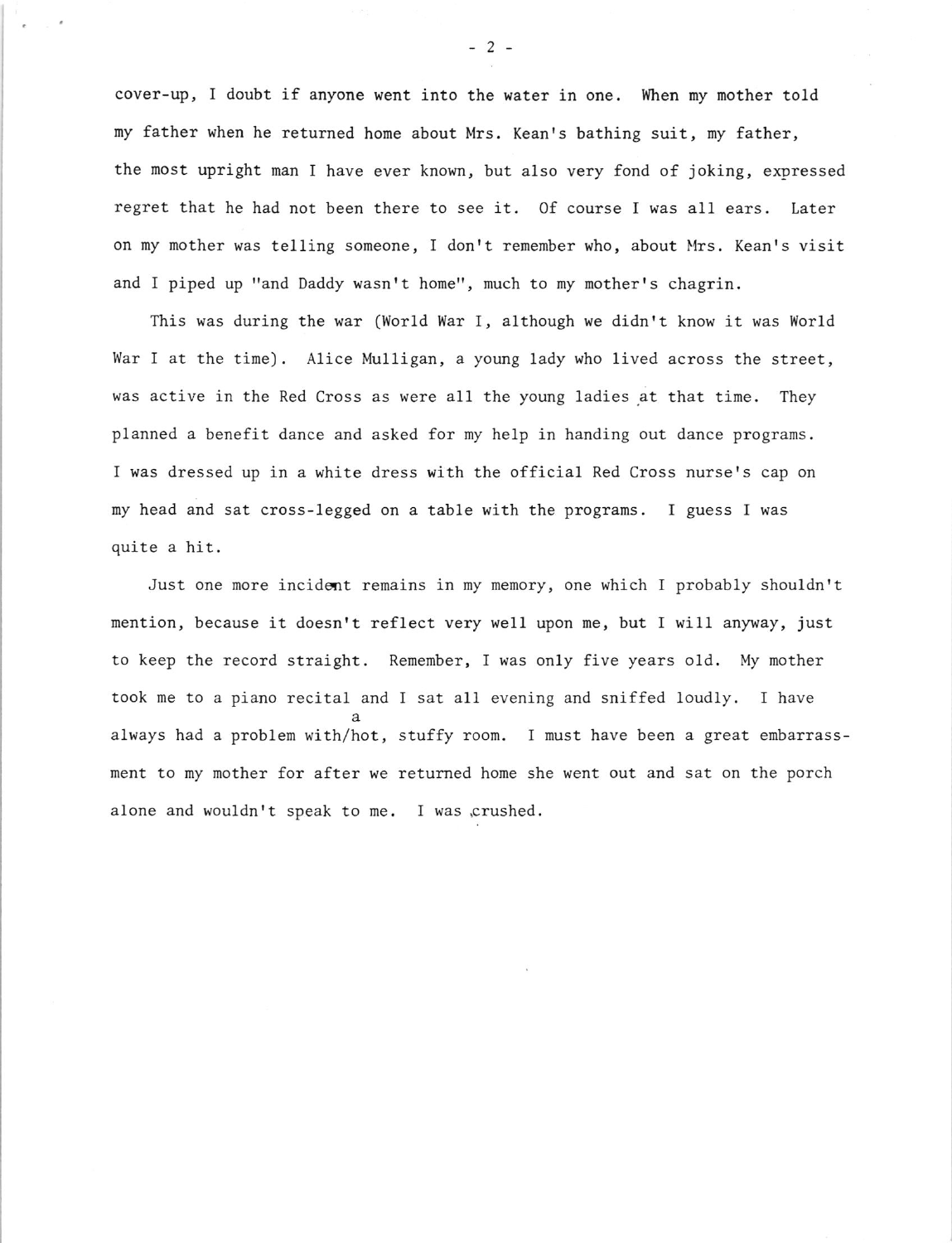cover-up, I doubt if anyone went into the water in one. When my mother told my father when he returned home about Mrs. Kean's bathing suit, my father, the most upright man I have ever known, but also very fond of joking, expressed regret that he had not been there to see it. Of course I was all ears. Later on my mother was telling someone, I don't remember who, about Mrs. Kean's visit and I piped up "and Daddy wasn't home", much to my mother's chagrin.

This was during the war (World War I, although we didn't know it was World War I at the time). Alice Mulligan, a young lady who lived across the street, was active in the Red Cross as were all the young ladies at that time. They planned a benefit dance and asked for my help in handing out dance programs. I was dressed up in a white dress with the official Red Cross nurse's cap on my head and sat cross-legged on a table with the programs. I guess I was quite a hit.

Just one more incident remains in my memory, one which I probably shouldn't mention, because it doesn't reflect very well upon me, but I will anyway, just to keep the record straight. Remember, I was only five years old. My mother took me to a piano recital and I sat all evening and sniffed loudly. I have always had a problem with a hot, stuffy room. I must have been a great embarrassment to my mother for after we returned home she went out and sat on the porch alone and wouldn't speak to me. I was crushed.